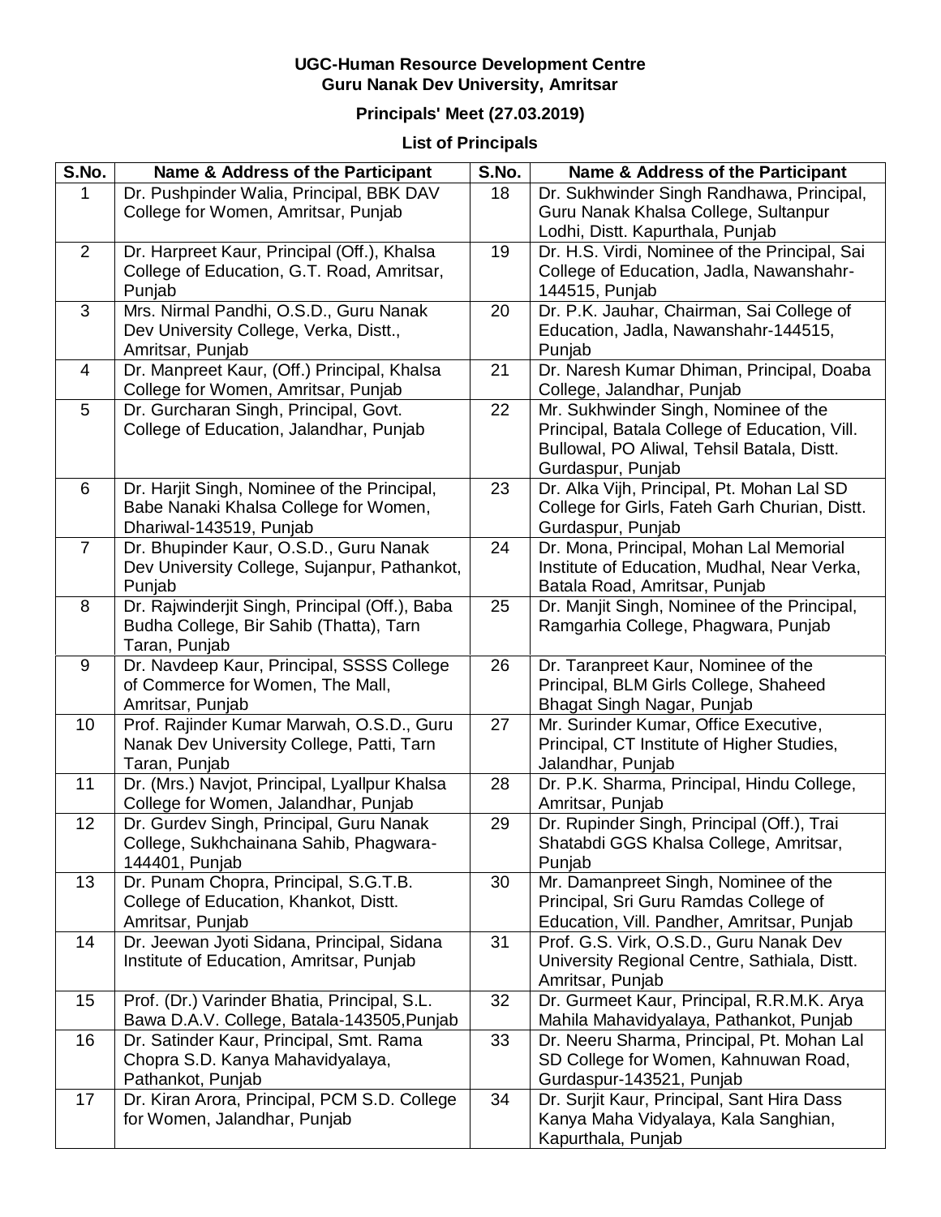**UGC-Human Resource Development Centre**
**Guru Nanak Dev University, Amritsar**

**Principals' Meet (27.03.2019)**

**List of Principals**

| S.No. | Name & Address of the Participant | S.No. | Name & Address of the Participant |
|---|---|---|---|
| 1 | Dr. Pushpinder Walia, Principal, BBK DAV College for Women, Amritsar, Punjab | 18 | Dr. Sukhwinder Singh Randhawa, Principal, Guru Nanak Khalsa College, Sultanpur Lodhi, Distt. Kapurthala, Punjab |
| 2 | Dr. Harpreet Kaur, Principal (Off.), Khalsa College of Education, G.T. Road, Amritsar, Punjab | 19 | Dr. H.S. Virdi, Nominee of the Principal, Sai College of Education, Jadla, Nawanshahr-144515, Punjab |
| 3 | Mrs. Nirmal Pandhi, O.S.D., Guru Nanak Dev University College, Verka, Distt., Amritsar, Punjab | 20 | Dr. P.K. Jauhar, Chairman, Sai College of Education, Jadla, Nawanshahr-144515, Punjab |
| 4 | Dr. Manpreet Kaur, (Off.) Principal, Khalsa College for Women, Amritsar, Punjab | 21 | Dr. Naresh Kumar Dhiman, Principal, Doaba College, Jalandhar, Punjab |
| 5 | Dr. Gurcharan Singh, Principal, Govt. College of Education, Jalandhar, Punjab | 22 | Mr. Sukhwinder Singh, Nominee of the Principal, Batala College of Education, Vill. Bullowal, PO Aliwal, Tehsil Batala, Distt. Gurdaspur, Punjab |
| 6 | Dr. Harjit Singh, Nominee of the Principal, Babe Nanaki Khalsa College for Women, Dhariwal-143519, Punjab | 23 | Dr. Alka Vijh, Principal, Pt. Mohan Lal SD College for Girls, Fateh Garh Churian, Distt. Gurdaspur, Punjab |
| 7 | Dr. Bhupinder Kaur, O.S.D., Guru Nanak Dev University College, Sujanpur, Pathankot, Punjab | 24 | Dr. Mona, Principal, Mohan Lal Memorial Institute of Education, Mudhal, Near Verka, Batala Road, Amritsar, Punjab |
| 8 | Dr. Rajwinderjit Singh, Principal (Off.), Baba Budha College, Bir Sahib (Thatta), Tarn Taran, Punjab | 25 | Dr. Manjit Singh, Nominee of the Principal, Ramgarhia College, Phagwara, Punjab |
| 9 | Dr. Navdeep Kaur, Principal, SSSS College of Commerce for Women, The Mall, Amritsar, Punjab | 26 | Dr. Taranpreet Kaur, Nominee of the Principal, BLM Girls College, Shaheed Bhagat Singh Nagar, Punjab |
| 10 | Prof. Rajinder Kumar Marwah, O.S.D., Guru Nanak Dev University College, Patti, Tarn Taran, Punjab | 27 | Mr. Surinder Kumar, Office Executive, Principal, CT Institute of Higher Studies, Jalandhar, Punjab |
| 11 | Dr. (Mrs.) Navjot, Principal, Lyallpur Khalsa College for Women, Jalandhar, Punjab | 28 | Dr. P.K. Sharma, Principal, Hindu College, Amritsar, Punjab |
| 12 | Dr. Gurdev Singh, Principal, Guru Nanak College, Sukhchainana Sahib, Phagwara-144401, Punjab | 29 | Dr. Rupinder Singh, Principal (Off.), Trai Shatabdi GGS Khalsa College, Amritsar, Punjab |
| 13 | Dr. Punam Chopra, Principal, S.G.T.B. College of Education, Khankot, Distt. Amritsar, Punjab | 30 | Mr. Damanpreet Singh, Nominee of the Principal, Sri Guru Ramdas College of Education, Vill. Pandher, Amritsar, Punjab |
| 14 | Dr. Jeewan Jyoti Sidana, Principal, Sidana Institute of Education, Amritsar, Punjab | 31 | Prof. G.S. Virk, O.S.D., Guru Nanak Dev University Regional Centre, Sathiala, Distt. Amritsar, Punjab |
| 15 | Prof. (Dr.) Varinder Bhatia, Principal, S.L. Bawa D.A.V. College, Batala-143505,Punjab | 32 | Dr. Gurmeet Kaur, Principal, R.R.M.K. Arya Mahila Mahavidyalaya, Pathankot, Punjab |
| 16 | Dr. Satinder Kaur, Principal, Smt. Rama Chopra S.D. Kanya Mahavidyalaya, Pathankot, Punjab | 33 | Dr. Neeru Sharma, Principal, Pt. Mohan Lal SD College for Women, Kahnuwan Road, Gurdaspur-143521, Punjab |
| 17 | Dr. Kiran Arora, Principal, PCM S.D. College for Women, Jalandhar, Punjab | 34 | Dr. Surjit Kaur, Principal, Sant Hira Dass Kanya Maha Vidyalaya, Kala Sanghian, Kapurthala, Punjab |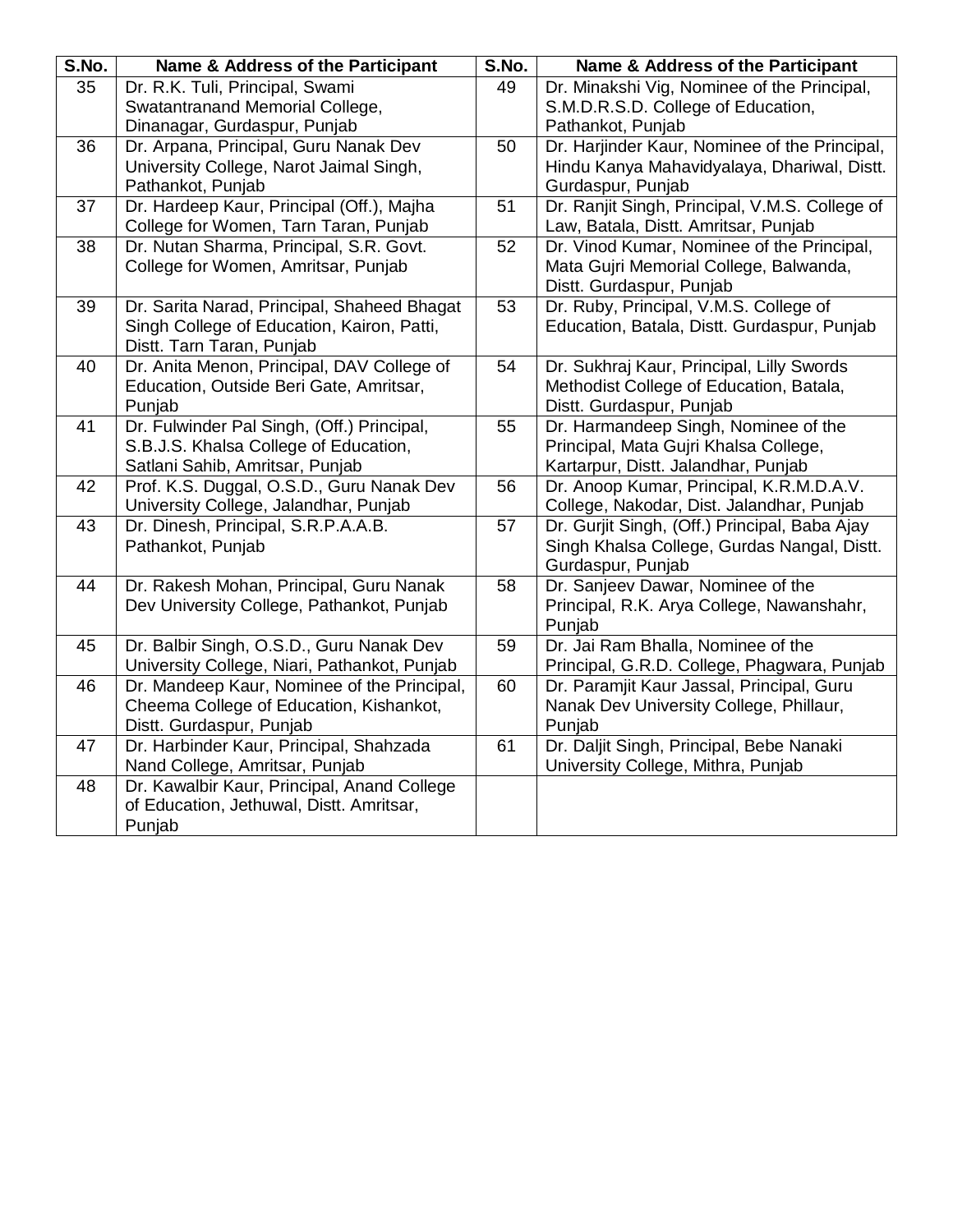| S.No. | Name & Address of the Participant | S.No. | Name & Address of the Participant |
|---|---|---|---|
| 35 | Dr. R.K. Tuli, Principal, Swami Swatantranand Memorial College, Dinanagar, Gurdaspur, Punjab | 49 | Dr. Minakshi Vig, Nominee of the Principal, S.M.D.R.S.D. College of Education, Pathankot, Punjab |
| 36 | Dr. Arpana, Principal, Guru Nanak Dev University College, Narot Jaimal Singh, Pathankot, Punjab | 50 | Dr. Harjinder Kaur, Nominee of the Principal, Hindu Kanya Mahavidyalaya, Dhariwal, Distt. Gurdaspur, Punjab |
| 37 | Dr. Hardeep Kaur, Principal (Off.), Majha College for Women, Tarn Taran, Punjab | 51 | Dr. Ranjit Singh, Principal, V.M.S. College of Law, Batala, Distt. Amritsar, Punjab |
| 38 | Dr. Nutan Sharma, Principal, S.R. Govt. College for Women, Amritsar, Punjab | 52 | Dr. Vinod Kumar, Nominee of the Principal, Mata Gujri Memorial College, Balwanda, Distt. Gurdaspur, Punjab |
| 39 | Dr. Sarita Narad, Principal, Shaheed Bhagat Singh College of Education, Kairon, Patti, Distt. Tarn Taran, Punjab | 53 | Dr. Ruby, Principal, V.M.S. College of Education, Batala, Distt. Gurdaspur, Punjab |
| 40 | Dr. Anita Menon, Principal, DAV College of Education, Outside Beri Gate, Amritsar, Punjab | 54 | Dr. Sukhraj Kaur, Principal, Lilly Swords Methodist College of Education, Batala, Distt. Gurdaspur, Punjab |
| 41 | Dr. Fulwinder Pal Singh, (Off.) Principal, S.B.J.S. Khalsa College of Education, Satlani Sahib, Amritsar, Punjab | 55 | Dr. Harmandeep Singh, Nominee of the Principal, Mata Gujri Khalsa College, Kartarpur, Distt. Jalandhar, Punjab |
| 42 | Prof. K.S. Duggal, O.S.D., Guru Nanak Dev University College, Jalandhar, Punjab | 56 | Dr. Anoop Kumar, Principal, K.R.M.D.A.V. College, Nakodar, Dist. Jalandhar, Punjab |
| 43 | Dr. Dinesh, Principal, S.R.P.A.A.B. Pathankot, Punjab | 57 | Dr. Gurjit Singh, (Off.) Principal, Baba Ajay Singh Khalsa College, Gurdas Nangal, Distt. Gurdaspur, Punjab |
| 44 | Dr. Rakesh Mohan, Principal, Guru Nanak Dev University College, Pathankot, Punjab | 58 | Dr. Sanjeev Dawar, Nominee of the Principal, R.K. Arya College, Nawanshahr, Punjab |
| 45 | Dr. Balbir Singh, O.S.D., Guru Nanak Dev University College, Niari, Pathankot, Punjab | 59 | Dr. Jai Ram Bhalla, Nominee of the Principal, G.R.D. College, Phagwara, Punjab |
| 46 | Dr. Mandeep Kaur, Nominee of the Principal, Cheema College of Education, Kishankot, Distt. Gurdaspur, Punjab | 60 | Dr. Paramjit Kaur Jassal, Principal, Guru Nanak Dev University College, Phillaur, Punjab |
| 47 | Dr. Harbinder Kaur, Principal, Shahzada Nand College, Amritsar, Punjab | 61 | Dr. Daljit Singh, Principal, Bebe Nanaki University College, Mithra, Punjab |
| 48 | Dr. Kawalbir Kaur, Principal, Anand College of Education, Jethuwal, Distt. Amritsar, Punjab | | |